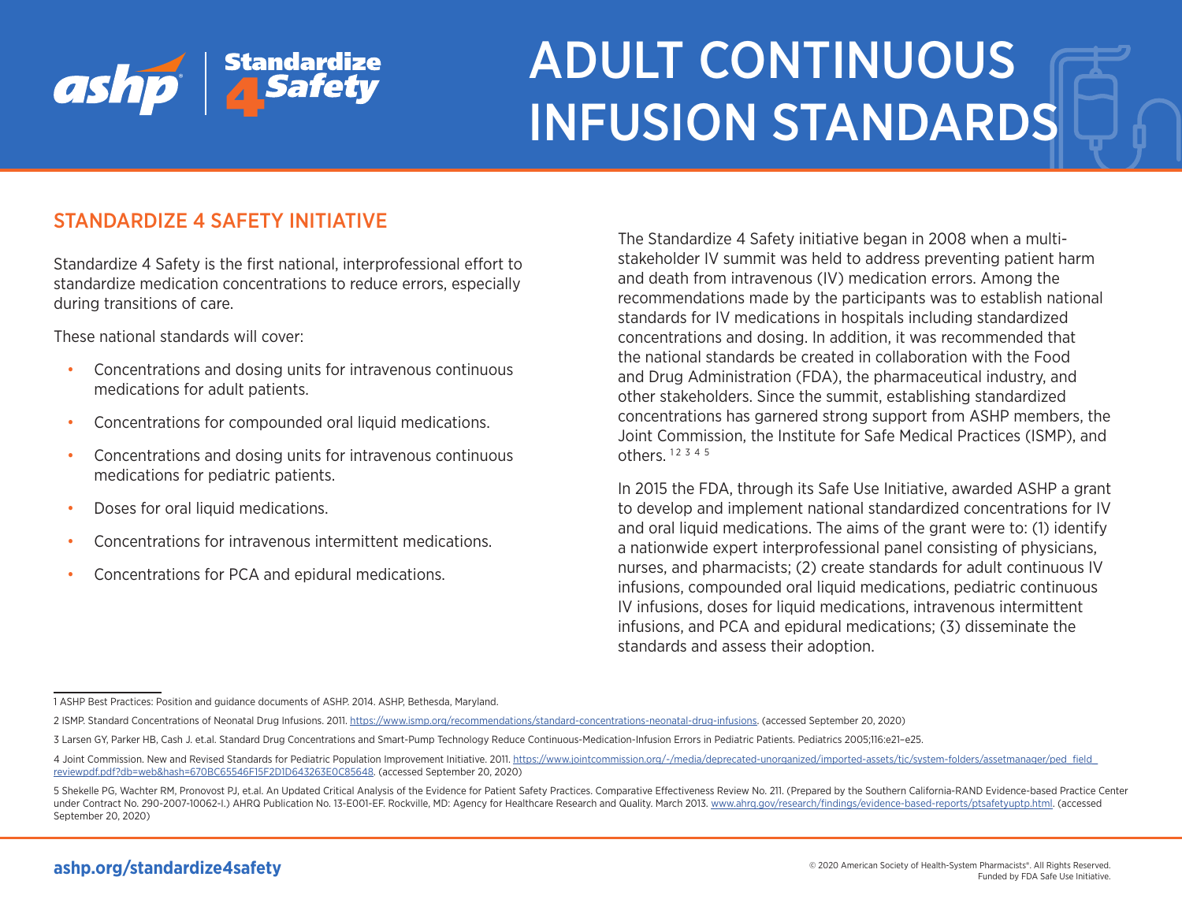# ADULT CONTINUOUS INFUSION STANDARDS

## STANDARDIZE 4 SAFETY INITIATIVE

Standardize 4 Safety is the first national, interprofessional effort to standardize medication concentrations to reduce errors, especially during transitions of care.

These national standards will cover:

- Concentrations and dosing units for intravenous continuous medications for adult patients.
- Concentrations for compounded oral liquid medications.
- Concentrations and dosing units for intravenous continuous medications for pediatric patients.
- Doses for oral liquid medications.
- Concentrations for intravenous intermittent medications.
- Concentrations for PCA and epidural medications.

The Standardize 4 Safety initiative began in 2008 when a multi-stakeholder IV summit was held to address preventing patient harm and death from intravenous (IV) medication errors. Among the recommendations made by the participants was to establish national standards for IV medications in hospitals including standardized concentrations and dosing. In addition, it was recommended that the national standards be created in collaboration with the Food and Drug Administration (FDA), the pharmaceutical industry, and other stakeholders. Since the summit, establishing standardized concentrations has garnered strong support from ASHP members, the Joint Commission, the Institute for Safe Medical Practices (ISMP), and others.[1 2 3 4 5]

In 2015 the FDA, through its Safe Use Initiative, awarded ASHP a grant to develop and implement national standardized concentrations for IV and oral liquid medications. The aims of the grant were to: (1) identify a nationwide expert interprofessional panel consisting of physicians, nurses, and pharmacists; (2) create standards for adult continuous IV infusions, compounded oral liquid medications, pediatric continuous IV infusions, doses for liquid medications, intravenous intermittent infusions, and PCA and epidural medications; (3) disseminate the standards and assess their adoption.

---

1 ASHP Best Practices: Position and guidance documents of ASHP. 2014. ASHP, Bethesda, Maryland.

2 ISMP. Standard Concentrations of Neonatal Drug Infusions. 2011. https://www.ismp.org/recommendations/standard-concentrations-neonatal-drug-infusions. (accessed September 20, 2020)

3 Larsen GY, Parker HB, Cash J. et.al. Standard Drug Concentrations and Smart-Pump Technology Reduce Continuous-Medication-Infusion Errors in Pediatric Patients. Pediatrics 2005;116:e21–e25.

4 Joint Commission. New and Revised Standards for Pediatric Population Improvement Initiative. 2011. https://www.jointcommission.org/-/media/deprecated-unorganized/imported-assets/tjc/system-folders/assetmanager/ped_field_reviewpdf.pdf?db=web&hash=670BC65546F15F2D1D643263E0C85648. (accessed September 20, 2020)

5 Shekelle PG, Wachter RM, Pronovost PJ, et.al. An Updated Critical Analysis of the Evidence for Patient Safety Practices. Comparative Effectiveness Review No. 211. (Prepared by the Southern California-RAND Evidence-based Practice Center under Contract No. 290-2007-10062-I.) AHRQ Publication No. 13-E001-EF. Rockville, MD: Agency for Healthcare Research and Quality. March 2013. www.ahrq.gov/research/findings/evidence-based-reports/ptsafetyuptp.html. (accessed September 20, 2020)

ashp.org/standardize4safety

© 2020 American Society of Health-System Pharmacists®. All Rights Reserved.
Funded by FDA Safe Use Initiative.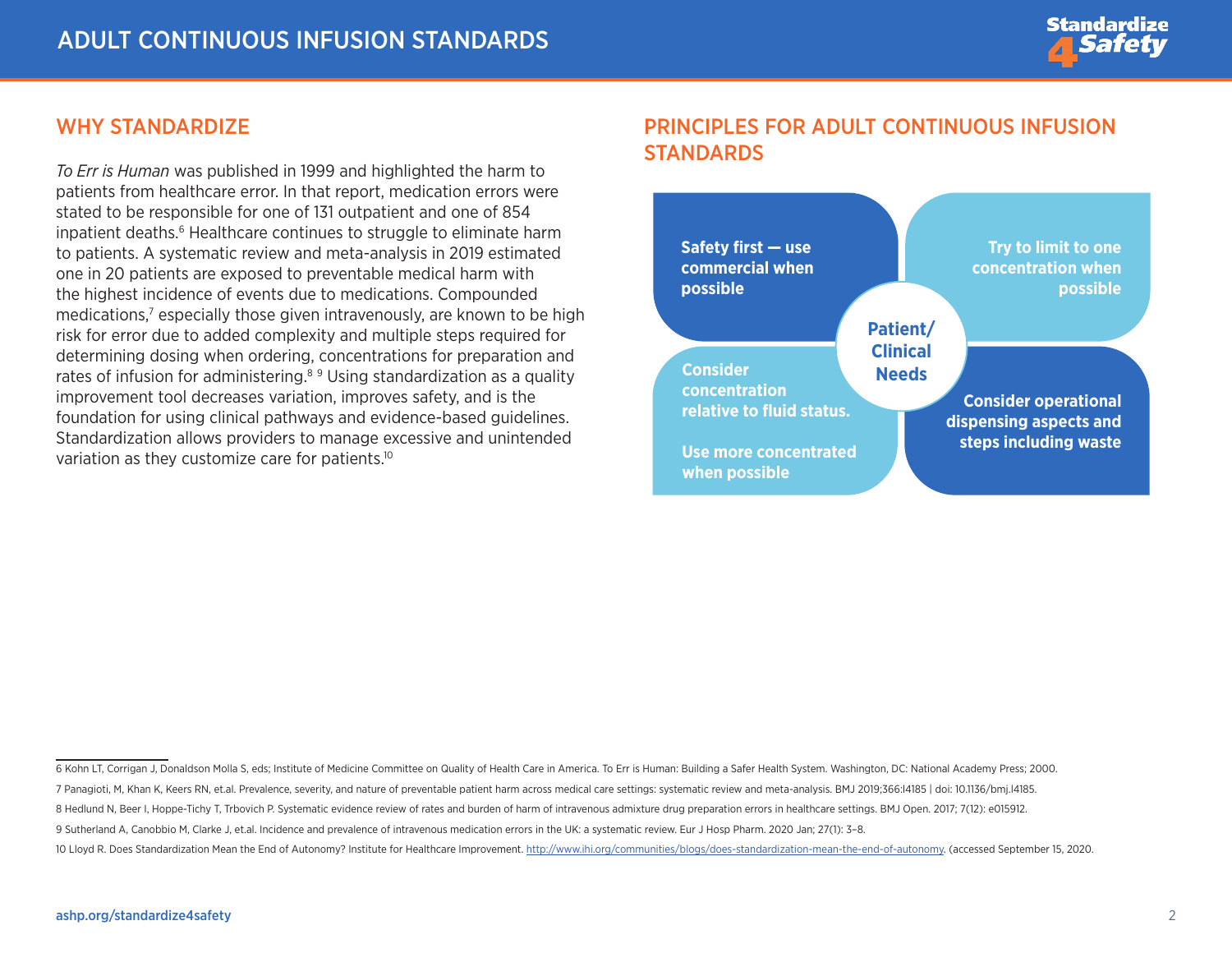## WHY STANDARDIZE

*To Err is Human* was published in 1999 and highlighted the harm to patients from healthcare error. In that report, medication errors were stated to be responsible for one of 131 outpatient and one of 854 inpatient deaths.[6] Healthcare continues to struggle to eliminate harm to patients. A systematic review and meta-analysis in 2019 estimated one in 20 patients are exposed to preventable medical harm with the highest incidence of events due to medications. Compounded medications,[7] especially those given intravenously, are known to be high risk for error due to added complexity and multiple steps required for determining dosing when ordering, concentrations for preparation and rates of infusion for administering.[8] [9] Using standardization as a quality improvement tool decreases variation, improves safety, and is the foundation for using clinical pathways and evidence-based guidelines. Standardization allows providers to manage excessive and unintended variation as they customize care for patients.[10]

## PRINCIPLES FOR ADULT CONTINUOUS INFUSION STANDARDS

**Patient/Clinical Needs**

- **Safety first — use commercial when possible**
- **Try to limit to one concentration when possible**
- **Consider concentration relative to fluid status.** **Use more concentrated when possible**
- **Consider operational dispensing aspects and steps including waste**

---

6 Kohn LT, Corrigan J, Donaldson Molla S, eds; Institute of Medicine Committee on Quality of Health Care in America. To Err is Human: Building a Safer Health System. Washington, DC: National Academy Press; 2000.

7 Panagioti, M, Khan K, Keers RN, et.al. Prevalence, severity, and nature of preventable patient harm across medical care settings: systematic review and meta-analysis. BMJ 2019;366:l4185 | doi: 10.1136/bmj.l4185.

8 Hedlund N, Beer I, Hoppe-Tichy T, Trbovich P. Systematic evidence review of rates and burden of harm of intravenous admixture drug preparation errors in healthcare settings. BMJ Open. 2017; 7(12): e015912.

9 Sutherland A, Canobbio M, Clarke J, et.al. Incidence and prevalence of intravenous medication errors in the UK: a systematic review. Eur J Hosp Pharm. 2020 Jan; 27(1): 3–8.

10 Lloyd R. Does Standardization Mean the End of Autonomy? Institute for Healthcare Improvement. http://www.ihi.org/communities/blogs/does-standardization-mean-the-end-of-autonomy. (accessed September 15, 2020.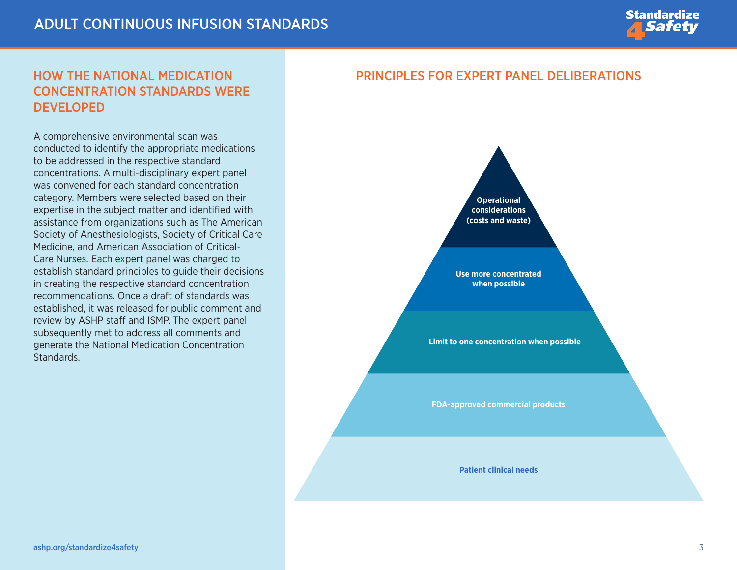## HOW THE NATIONAL MEDICATION CONCENTRATION STANDARDS WERE DEVELOPED

A comprehensive environmental scan was conducted to identify the appropriate medications to be addressed in the respective standard concentrations. A multi-disciplinary expert panel was convened for each standard concentration category. Members were selected based on their expertise in the subject matter and identified with assistance from organizations such as The American Society of Anesthesiologists, Society of Critical Care Medicine, and American Association of Critical-Care Nurses. Each expert panel was charged to establish standard principles to guide their decisions in creating the respective standard concentration recommendations. Once a draft of standards was established, it was released for public comment and review by ASHP staff and ISMP. The expert panel subsequently met to address all comments and generate the National Medication Concentration Standards.

## PRINCIPLES FOR EXPERT PANEL DELIBERATIONS

- **Operational considerations (costs and waste)**
- **Use more concentrated when possible**
- **Limit to one concentration when possible**
- **FDA-approved commercial products**
- **Patient clinical needs**

ashp.org/standardize4safety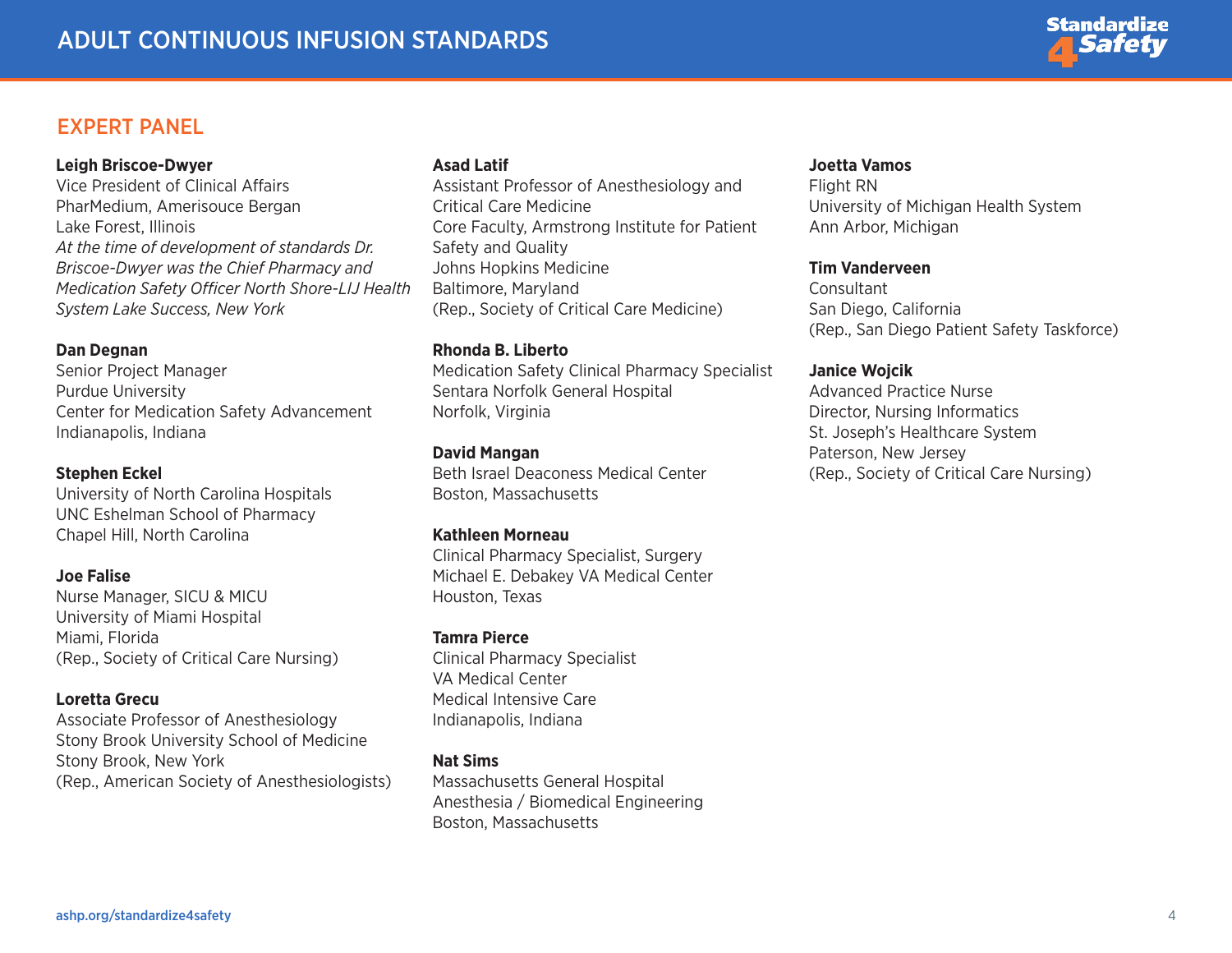## EXPERT PANEL

**Leigh Briscoe-Dwyer**
Vice President of Clinical Affairs
PharMedium, Amerisouce Bergan
Lake Forest, Illinois
*At the time of development of standards Dr. Briscoe-Dwyer was the Chief Pharmacy and Medication Safety Officer North Shore-LIJ Health System Lake Success, New York*

**Dan Degnan**
Senior Project Manager
Purdue University
Center for Medication Safety Advancement
Indianapolis, Indiana

**Stephen Eckel**
University of North Carolina Hospitals
UNC Eshelman School of Pharmacy
Chapel Hill, North Carolina

**Joe Falise**
Nurse Manager, SICU & MICU
University of Miami Hospital
Miami, Florida
(Rep., Society of Critical Care Nursing)

**Loretta Grecu**
Associate Professor of Anesthesiology
Stony Brook University School of Medicine
Stony Brook, New York
(Rep., American Society of Anesthesiologists)

**Asad Latif**
Assistant Professor of Anesthesiology and Critical Care Medicine
Core Faculty, Armstrong Institute for Patient Safety and Quality
Johns Hopkins Medicine
Baltimore, Maryland
(Rep., Society of Critical Care Medicine)

**Rhonda B. Liberto**
Medication Safety Clinical Pharmacy Specialist
Sentara Norfolk General Hospital
Norfolk, Virginia

**David Mangan**
Beth Israel Deaconess Medical Center
Boston, Massachusetts

**Kathleen Morneau**
Clinical Pharmacy Specialist, Surgery
Michael E. Debakey VA Medical Center
Houston, Texas

**Tamra Pierce**
Clinical Pharmacy Specialist
VA Medical Center
Medical Intensive Care
Indianapolis, Indiana

**Nat Sims**
Massachusetts General Hospital
Anesthesia / Biomedical Engineering
Boston, Massachusetts

**Joetta Vamos**
Flight RN
University of Michigan Health System
Ann Arbor, Michigan

**Tim Vanderveen**
Consultant
San Diego, California
(Rep., San Diego Patient Safety Taskforce)

**Janice Wojcik**
Advanced Practice Nurse
Director, Nursing Informatics
St. Joseph's Healthcare System
Paterson, New Jersey
(Rep., Society of Critical Care Nursing)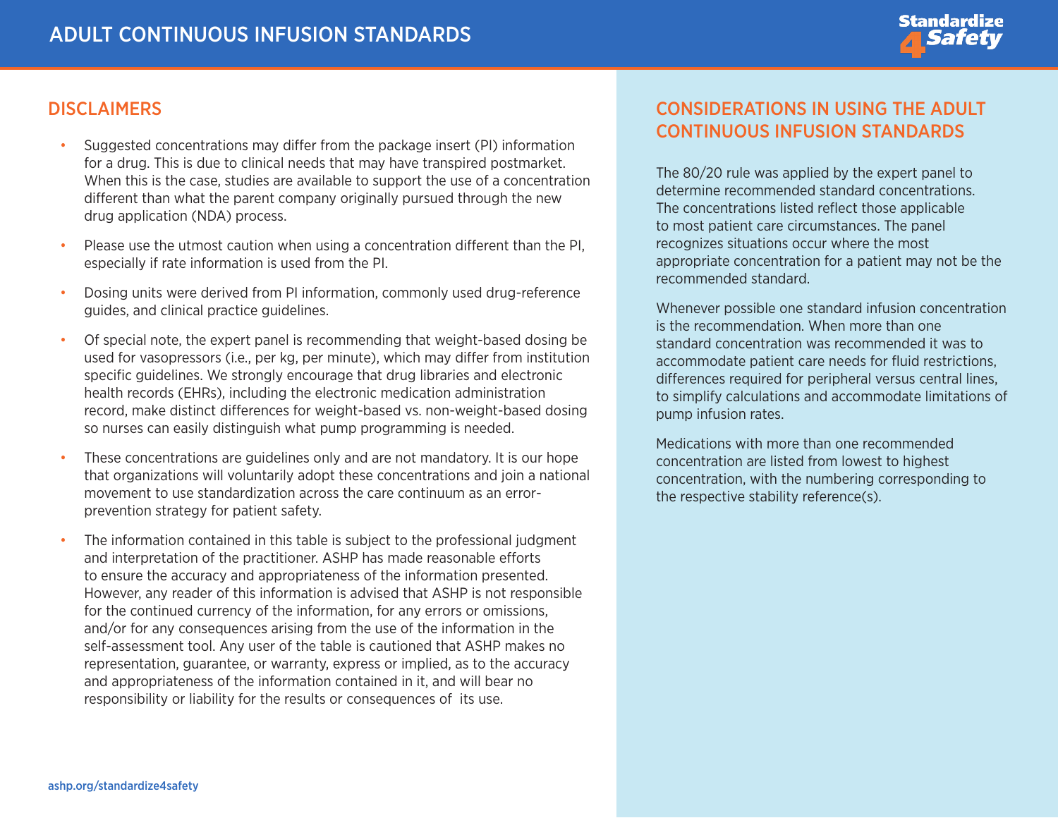# ADULT CONTINUOUS INFUSION STANDARDS

## DISCLAIMERS

- Suggested concentrations may differ from the package insert (PI) information for a drug. This is due to clinical needs that may have transpired postmarket. When this is the case, studies are available to support the use of a concentration different than what the parent company originally pursued through the new drug application (NDA) process.
- Please use the utmost caution when using a concentration different than the PI, especially if rate information is used from the PI.
- Dosing units were derived from PI information, commonly used drug-reference guides, and clinical practice guidelines.
- Of special note, the expert panel is recommending that weight-based dosing be used for vasopressors (i.e., per kg, per minute), which may differ from institution specific guidelines. We strongly encourage that drug libraries and electronic health records (EHRs), including the electronic medication administration record, make distinct differences for weight-based vs. non-weight-based dosing so nurses can easily distinguish what pump programming is needed.
- These concentrations are guidelines only and are not mandatory. It is our hope that organizations will voluntarily adopt these concentrations and join a national movement to use standardization across the care continuum as an error-prevention strategy for patient safety.
- The information contained in this table is subject to the professional judgment and interpretation of the practitioner. ASHP has made reasonable efforts to ensure the accuracy and appropriateness of the information presented. However, any reader of this information is advised that ASHP is not responsible for the continued currency of the information, for any errors or omissions, and/or for any consequences arising from the use of the information in the self-assessment tool. Any user of the table is cautioned that ASHP makes no representation, guarantee, or warranty, express or implied, as to the accuracy and appropriateness of the information contained in it, and will bear no responsibility or liability for the results or consequences of its use.

## CONSIDERATIONS IN USING THE ADULT CONTINUOUS INFUSION STANDARDS

The 80/20 rule was applied by the expert panel to determine recommended standard concentrations. The concentrations listed reflect those applicable to most patient care circumstances. The panel recognizes situations occur where the most appropriate concentration for a patient may not be the recommended standard.

Whenever possible one standard infusion concentration is the recommendation. When more than one standard concentration was recommended it was to accommodate patient care needs for fluid restrictions, differences required for peripheral versus central lines, to simplify calculations and accommodate limitations of pump infusion rates.

Medications with more than one recommended concentration are listed from lowest to highest concentration, with the numbering corresponding to the respective stability reference(s).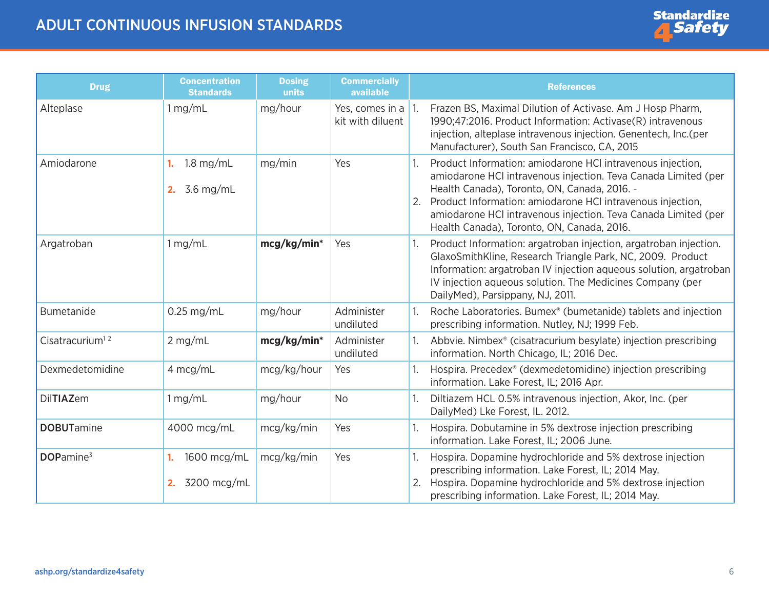# ADULT CONTINUOUS INFUSION STANDARDS

| Drug | Concentration Standards | Dosing units | Commercially available | References |
|---|---|---|---|---|
| Alteplase | 1 mg/mL | mg/hour | Yes, comes in a kit with diluent | 1. Frazen BS, Maximal Dilution of Activase. Am J Hosp Pharm, 1990;47:2016. Product Information: Activase(R) intravenous injection, alteplase intravenous injection. Genentech, Inc.(per Manufacturer), South San Francisco, CA, 2015 |
| Amiodarone | 1. 1.8 mg/mL<br>2. 3.6 mg/mL | mg/min | Yes | 1. Product Information: amiodarone HCl intravenous injection, amiodarone HCl intravenous injection. Teva Canada Limited (per Health Canada), Toronto, ON, Canada, 2016. -<br>2. Product Information: amiodarone HCl intravenous injection, amiodarone HCl intravenous injection. Teva Canada Limited (per Health Canada), Toronto, ON, Canada, 2016. |
| Argatroban | 1 mg/mL | **mcg/kg/min*** | Yes | 1. Product Information: argatroban injection, argatroban injection. GlaxoSmithKline, Research Triangle Park, NC, 2009. Product Information: argatroban IV injection aqueous solution, argatroban IV injection aqueous solution. The Medicines Company (per DailyMed), Parsippany, NJ, 2011. |
| Bumetanide | 0.25 mg/mL | mg/hour | Administer undiluted | 1. Roche Laboratories. Bumex® (bumetanide) tablets and injection prescribing information. Nutley, NJ; 1999 Feb. |
| Cisatracurium[1 2] | 2 mg/mL | **mcg/kg/min*** | Administer undiluted | 1. Abbvie. Nimbex® (cisatracurium besylate) injection prescribing information. North Chicago, IL; 2016 Dec. |
| Dexmedetomidine | 4 mcg/mL | mcg/kg/hour | Yes | 1. Hospira. Precedex® (dexmedetomidine) injection prescribing information. Lake Forest, IL; 2016 Apr. |
| Dil**TIAZ**em | 1 mg/mL | mg/hour | No | 1. Diltiazem HCL 0.5% intravenous injection, Akor, Inc. (per DailyMed) Lke Forest, IL. 2012. |
| **DOBUT**amine | 4000 mcg/mL | mcg/kg/min | Yes | 1. Hospira. Dobutamine in 5% dextrose injection prescribing information. Lake Forest, IL; 2006 June. |
| **DOP**amine[3] | 1. 1600 mcg/mL<br>2. 3200 mcg/mL | mcg/kg/min | Yes | 1. Hospira. Dopamine hydrochloride and 5% dextrose injection prescribing information. Lake Forest, IL; 2014 May.<br>2. Hospira. Dopamine hydrochloride and 5% dextrose injection prescribing information. Lake Forest, IL; 2014 May. |

ashp.org/standardize4safety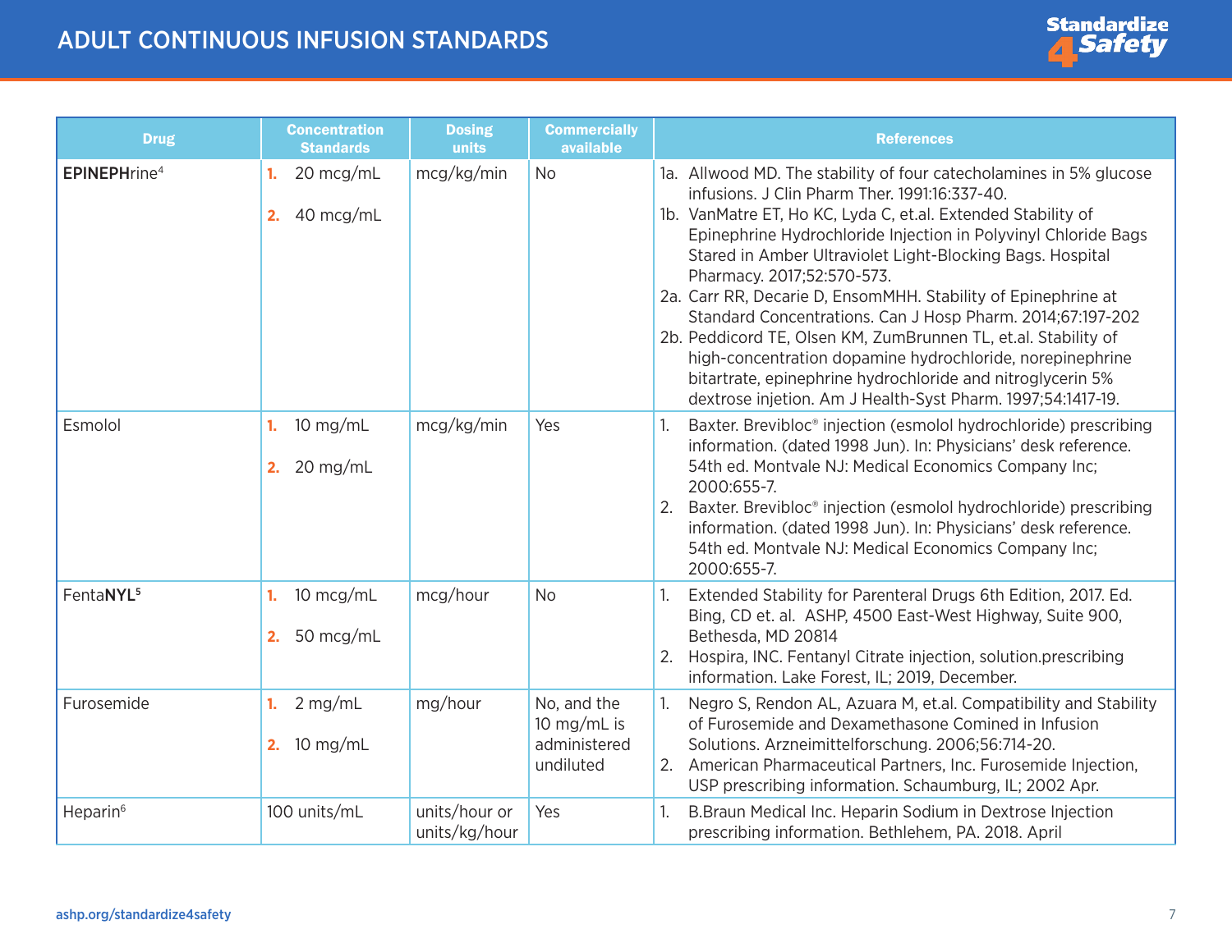# ADULT CONTINUOUS INFUSION STANDARDS

| Drug | Concentration Standards | Dosing units | Commercially available | References |
|---|---|---|---|---|
| **EPINEPH**rine[4] | 1. 20 mcg/mL<br>2. 40 mcg/mL | mcg/kg/min | No | 1a. Allwood MD. The stability of four catecholamines in 5% glucose infusions. J Clin Pharm Ther. 1991:16:337-40.<br>1b. VanMatre ET, Ho KC, Lyda C, et.al. Extended Stability of Epinephrine Hydrochloride Injection in Polyvinyl Chloride Bags Stared in Amber Ultraviolet Light-Blocking Bags. Hospital Pharmacy. 2017;52:570-573.<br>2a. Carr RR, Decarie D, EnsomMHH. Stability of Epinephrine at Standard Concentrations. Can J Hosp Pharm. 2014;67:197-202<br>2b. Peddicord TE, Olsen KM, ZumBrunnen TL, et.al. Stability of high-concentration dopamine hydrochloride, norepinephrine bitartrate, epinephrine hydrochloride and nitroglycerin 5% dextrose injetion. Am J Health-Syst Pharm. 1997;54:1417-19. |
| Esmolol | 1. 10 mg/mL<br>2. 20 mg/mL | mcg/kg/min | Yes | 1. Baxter. Brevibloc® injection (esmolol hydrochloride) prescribing information. (dated 1998 Jun). In: Physicians' desk reference. 54th ed. Montvale NJ: Medical Economics Company Inc; 2000:655-7.<br>2. Baxter. Brevibloc® injection (esmolol hydrochloride) prescribing information. (dated 1998 Jun). In: Physicians' desk reference. 54th ed. Montvale NJ: Medical Economics Company Inc; 2000:655-7. |
| Fenta**NYL**[5] | 1. 10 mcg/mL<br>2. 50 mcg/mL | mcg/hour | No | 1. Extended Stability for Parenteral Drugs 6th Edition, 2017. Ed. Bing, CD et. al. ASHP, 4500 East-West Highway, Suite 900, Bethesda, MD 20814<br>2. Hospira, INC. Fentanyl Citrate injection, solution.prescribing information. Lake Forest, IL; 2019, December. |
| Furosemide | 1. 2 mg/mL<br>2. 10 mg/mL | mg/hour | No, and the 10 mg/mL is administered undiluted | 1. Negro S, Rendon AL, Azuara M, et.al. Compatibility and Stability of Furosemide and Dexamethasone Comined in Infusion Solutions. Arzneimittelforschung. 2006;56:714-20.<br>2. American Pharmaceutical Partners, Inc. Furosemide Injection, USP prescribing information. Schaumburg, IL; 2002 Apr. |
| Heparin[6] | 100 units/mL | units/hour or units/kg/hour | Yes | 1. B.Braun Medical Inc. Heparin Sodium in Dextrose Injection prescribing information. Bethlehem, PA. 2018. April |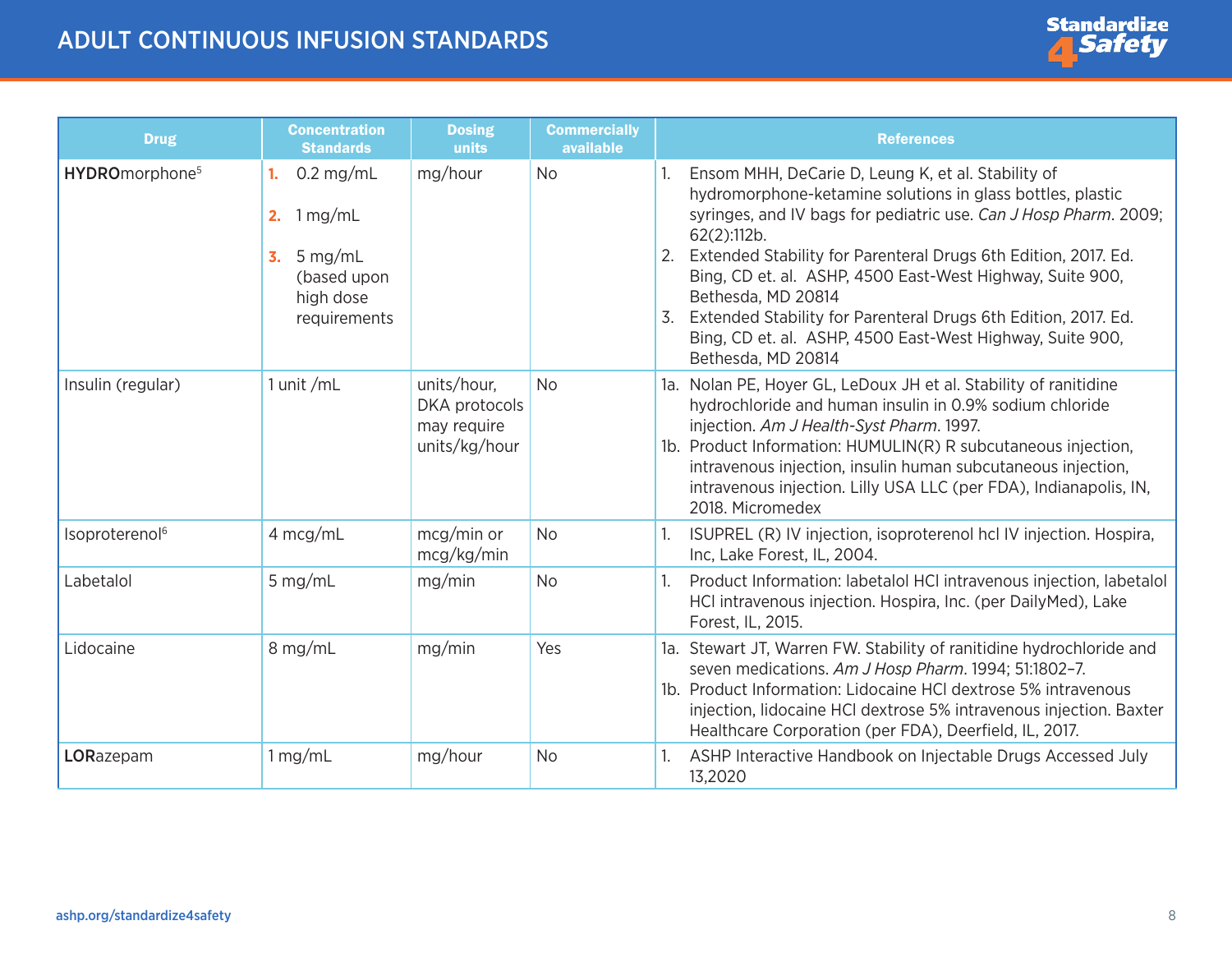# ADULT CONTINUOUS INFUSION STANDARDS

| Drug | Concentration Standards | Dosing units | Commercially available | References |
|---|---|---|---|---|
| **HYDRO**morphone[5] | 1. 0.2 mg/mL<br>2. 1 mg/mL<br>3. 5 mg/mL (based upon high dose requirements | mg/hour | No | 1. Ensom MHH, DeCarie D, Leung K, et al. Stability of hydromorphone-ketamine solutions in glass bottles, plastic syringes, and IV bags for pediatric use. *Can J Hosp Pharm*. 2009; 62(2):112b.<br>2. Extended Stability for Parenteral Drugs 6th Edition, 2017. Ed. Bing, CD et. al. ASHP, 4500 East-West Highway, Suite 900, Bethesda, MD 20814<br>3. Extended Stability for Parenteral Drugs 6th Edition, 2017. Ed. Bing, CD et. al. ASHP, 4500 East-West Highway, Suite 900, Bethesda, MD 20814 |
| Insulin (regular) | 1 unit /mL | units/hour, DKA protocols may require units/kg/hour | No | 1a. Nolan PE, Hoyer GL, LeDoux JH et al. Stability of ranitidine hydrochloride and human insulin in 0.9% sodium chloride injection. *Am J Health-Syst Pharm*. 1997.<br>1b. Product Information: HUMULIN(R) R subcutaneous injection, intravenous injection, insulin human subcutaneous injection, intravenous injection. Lilly USA LLC (per FDA), Indianapolis, IN, 2018. Micromedex |
| Isoproterenol[6] | 4 mcg/mL | mcg/min or mcg/kg/min | No | 1. ISUPREL (R) IV injection, isoproterenol hcl IV injection. Hospira, Inc, Lake Forest, IL, 2004. |
| Labetalol | 5 mg/mL | mg/min | No | 1. Product Information: labetalol HCl intravenous injection, labetalol HCl intravenous injection. Hospira, Inc. (per DailyMed), Lake Forest, IL, 2015. |
| Lidocaine | 8 mg/mL | mg/min | Yes | 1a. Stewart JT, Warren FW. Stability of ranitidine hydrochloride and seven medications. *Am J Hosp Pharm*. 1994; 51:1802–7.<br>1b. Product Information: Lidocaine HCl dextrose 5% intravenous injection, lidocaine HCl dextrose 5% intravenous injection. Baxter Healthcare Corporation (per FDA), Deerfield, IL, 2017. |
| **LOR**azepam | 1 mg/mL | mg/hour | No | 1. ASHP Interactive Handbook on Injectable Drugs Accessed July 13,2020 |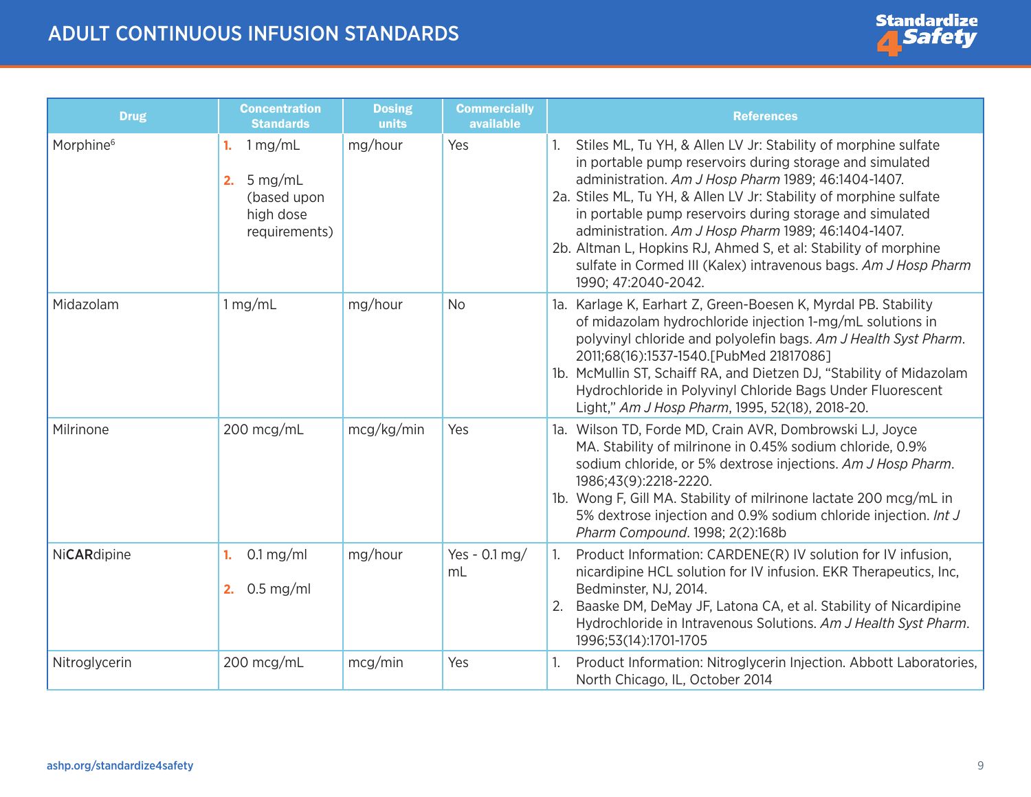# ADULT CONTINUOUS INFUSION STANDARDS

| Drug | Concentration Standards | Dosing units | Commercially available | References |
|---|---|---|---|---|
| Morphine[6] | 1. 1 mg/mL<br>2. 5 mg/mL (based upon high dose requirements) | mg/hour | Yes | 1. Stiles ML, Tu YH, & Allen LV Jr: Stability of morphine sulfate in portable pump reservoirs during storage and simulated administration. *Am J Hosp Pharm* 1989; 46:1404-1407.<br>2a. Stiles ML, Tu YH, & Allen LV Jr: Stability of morphine sulfate in portable pump reservoirs during storage and simulated administration. *Am J Hosp Pharm* 1989; 46:1404-1407.<br>2b. Altman L, Hopkins RJ, Ahmed S, et al: Stability of morphine sulfate in Cormed III (Kalex) intravenous bags. *Am J Hosp Pharm* 1990; 47:2040-2042. |
| Midazolam | 1 mg/mL | mg/hour | No | 1a. Karlage K, Earhart Z, Green-Boesen K, Myrdal PB. Stability of midazolam hydrochloride injection 1-mg/mL solutions in polyvinyl chloride and polyolefin bags. *Am J Health Syst Pharm*. 2011;68(16):1537-1540.[PubMed 21817086]<br>1b. McMullin ST, Schaiff RA, and Dietzen DJ, "Stability of Midazolam Hydrochloride in Polyvinyl Chloride Bags Under Fluorescent Light," *Am J Hosp Pharm*, 1995, 52(18), 2018-20. |
| Milrinone | 200 mcg/mL | mcg/kg/min | Yes | 1a. Wilson TD, Forde MD, Crain AVR, Dombrowski LJ, Joyce MA. Stability of milrinone in 0.45% sodium chloride, 0.9% sodium chloride, or 5% dextrose injections. *Am J Hosp Pharm*. 1986;43(9):2218-2220.<br>1b. Wong F, Gill MA. Stability of milrinone lactate 200 mcg/mL in 5% dextrose injection and 0.9% sodium chloride injection. *Int J Pharm Compound*. 1998; 2(2):168b |
| Ni**CAR**dipine | 1. 0.1 mg/ml<br>2. 0.5 mg/ml | mg/hour | Yes - 0.1 mg/mL | 1. Product Information: CARDENE(R) IV solution for IV infusion, nicardipine HCL solution for IV infusion. EKR Therapeutics, Inc, Bedminster, NJ, 2014.<br>2. Baaske DM, DeMay JF, Latona CA, et al. Stability of Nicardipine Hydrochloride in Intravenous Solutions. *Am J Health Syst Pharm*. 1996;53(14):1701-1705 |
| Nitroglycerin | 200 mcg/mL | mcg/min | Yes | 1. Product Information: Nitroglycerin Injection. Abbott Laboratories, North Chicago, IL, October 2014 |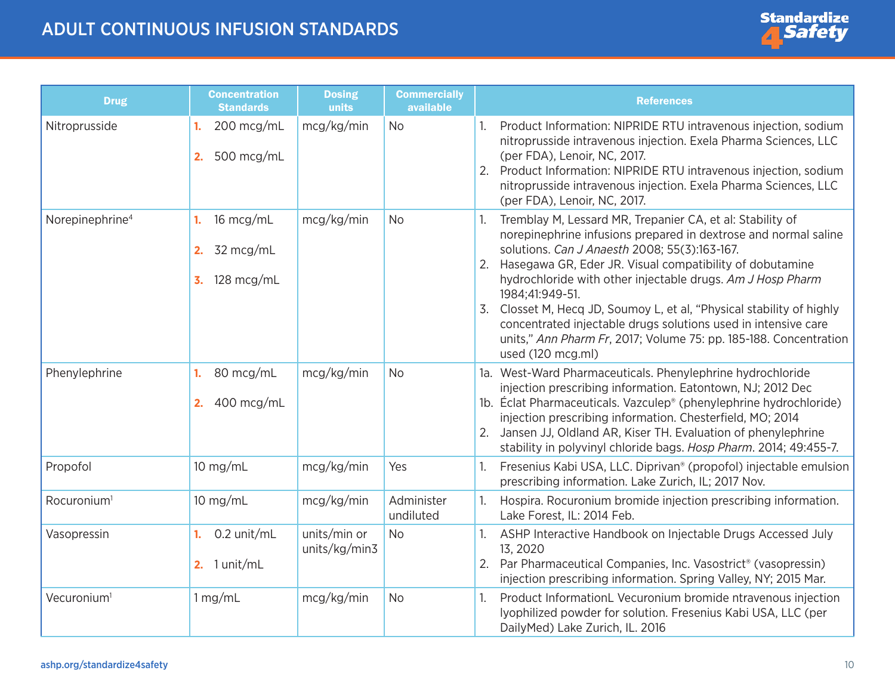# ADULT CONTINUOUS INFUSION STANDARDS

| Drug | Concentration Standards | Dosing units | Commercially available | References |
|---|---|---|---|---|
| Nitroprusside | 1. 200 mcg/mL<br>2. 500 mcg/mL | mcg/kg/min | No | 1. Product Information: NIPRIDE RTU intravenous injection, sodium nitroprusside intravenous injection. Exela Pharma Sciences, LLC (per FDA), Lenoir, NC, 2017.<br>2. Product Information: NIPRIDE RTU intravenous injection, sodium nitroprusside intravenous injection. Exela Pharma Sciences, LLC (per FDA), Lenoir, NC, 2017. |
| Norepinephrine[4] | 1. 16 mcg/mL<br>2. 32 mcg/mL<br>3. 128 mcg/mL | mcg/kg/min | No | 1. Tremblay M, Lessard MR, Trepanier CA, et al: Stability of norepinephrine infusions prepared in dextrose and normal saline solutions. *Can J Anaesth* 2008; 55(3):163-167.<br>2. Hasegawa GR, Eder JR. Visual compatibility of dobutamine hydrochloride with other injectable drugs. *Am J Hosp Pharm* 1984;41:949-51.<br>3. Closset M, Hecq JD, Soumoy L, et al, "Physical stability of highly concentrated injectable drugs solutions used in intensive care units," *Ann Pharm Fr*, 2017; Volume 75: pp. 185-188. Concentration used (120 mcg.ml) |
| Phenylephrine | 1. 80 mcg/mL<br>2. 400 mcg/mL | mcg/kg/min | No | 1a. West-Ward Pharmaceuticals. Phenylephrine hydrochloride injection prescribing information. Eatontown, NJ; 2012 Dec<br>1b. Éclat Pharmaceuticals. Vazculep® (phenylephrine hydrochloride) injection prescribing information. Chesterfield, MO; 2014<br>2. Jansen JJ, Oldland AR, Kiser TH. Evaluation of phenylephrine stability in polyvinyl chloride bags. *Hosp Pharm*. 2014; 49:455-7. |
| Propofol | 10 mg/mL | mcg/kg/min | Yes | 1. Fresenius Kabi USA, LLC. Diprivan® (propofol) injectable emulsion prescribing information. Lake Zurich, IL; 2017 Nov. |
| Rocuronium[1] | 10 mg/mL | mcg/kg/min | Administer undiluted | 1. Hospira. Rocuronium bromide injection prescribing information. Lake Forest, IL: 2014 Feb. |
| Vasopressin | 1. 0.2 unit/mL<br>2. 1 unit/mL | units/min or units/kg/min3 | No | 1. ASHP Interactive Handbook on Injectable Drugs Accessed July 13, 2020<br>2. Par Pharmaceutical Companies, Inc. Vasostrict® (vasopressin) injection prescribing information. Spring Valley, NY; 2015 Mar. |
| Vecuronium[1] | 1 mg/mL | mcg/kg/min | No | 1. Product InformationL Vecuronium bromide ntravenous injection lyophilized powder for solution. Fresenius Kabi USA, LLC (per DailyMed) Lake Zurich, IL. 2016 |

ashp.org/standardize4safety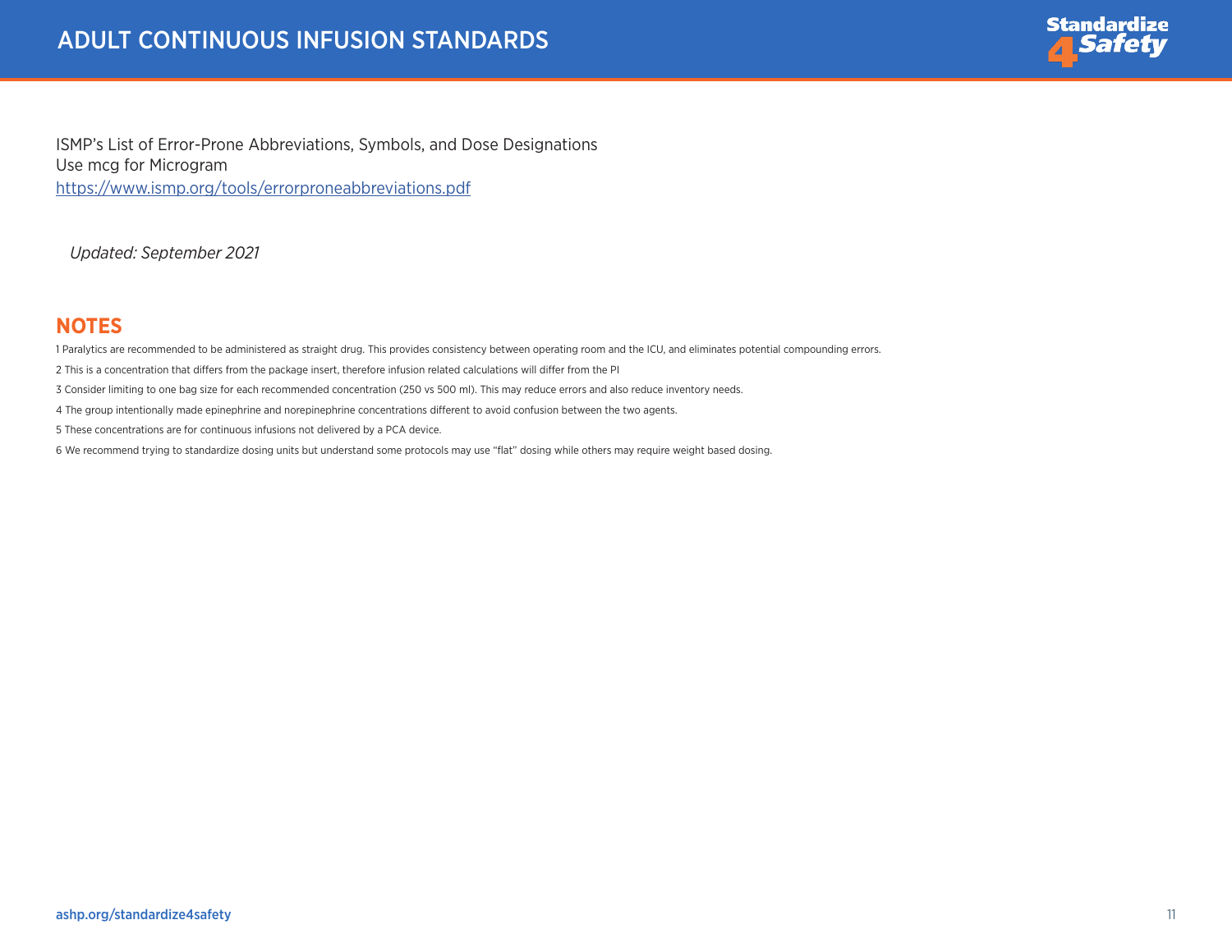ISMP's List of Error-Prone Abbreviations, Symbols, and Dose Designations
Use mcg for Microgram
https://www.ismp.org/tools/errorproneabbreviations.pdf

*Updated: September 2021*

## NOTES

1 Paralytics are recommended to be administered as straight drug. This provides consistency between operating room and the ICU, and eliminates potential compounding errors.

2 This is a concentration that differs from the package insert, therefore infusion related calculations will differ from the PI

3 Consider limiting to one bag size for each recommended concentration (250 vs 500 ml). This may reduce errors and also reduce inventory needs.

4 The group intentionally made epinephrine and norepinephrine concentrations different to avoid confusion between the two agents.

5 These concentrations are for continuous infusions not delivered by a PCA device.

6 We recommend trying to standardize dosing units but understand some protocols may use "flat" dosing while others may require weight based dosing.